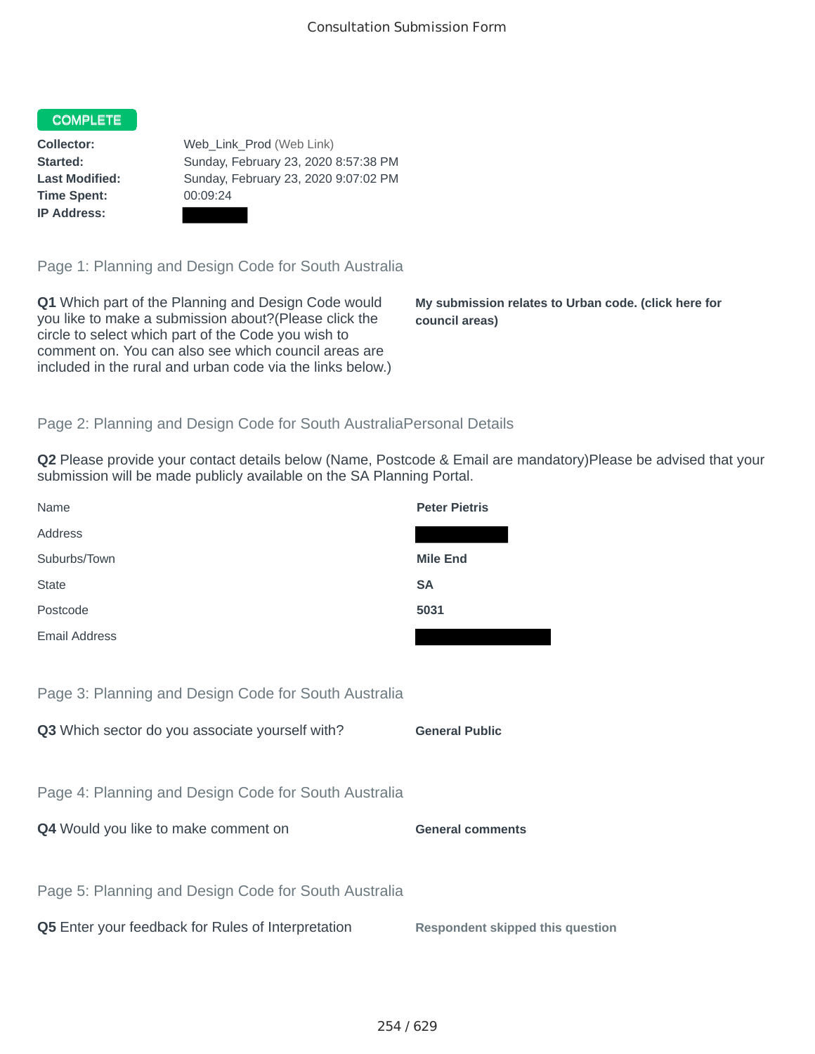Consultation Submission Form

**COMPLETE**

**Collector:** Web_Link_Prod (Web Link)
**Started:** Sunday, February 23, 2020 8:57:38 PM
**Last Modified:** Sunday, February 23, 2020 9:07:02 PM
**Time Spent:** 00:09:24
**IP Address:**

## Page 1: Planning and Design Code for South Australia

**Q1** Which part of the Planning and Design Code would you like to make a submission about?(Please click the circle to select which part of the Code you wish to comment on. You can also see which council areas are included in the rural and urban code via the links below.)

**My submission relates to Urban code. (click here for council areas)**

## Page 2: Planning and Design Code for South AustraliaPersonal Details

**Q2** Please provide your contact details below (Name, Postcode & Email are mandatory)Please be advised that your submission will be made publicly available on the SA Planning Portal.

| | |
|---|---|
| Name | **Peter Pietris** |
| Address | |
| Suburbs/Town | **Mile End** |
| State | **SA** |
| Postcode | **5031** |
| Email Address | |

## Page 3: Planning and Design Code for South Australia

**Q3** Which sector do you associate yourself with?

**General Public**

## Page 4: Planning and Design Code for South Australia

**Q4** Would you like to make comment on

**General comments**

## Page 5: Planning and Design Code for South Australia

**Q5** Enter your feedback for Rules of Interpretation

**Respondent skipped this question**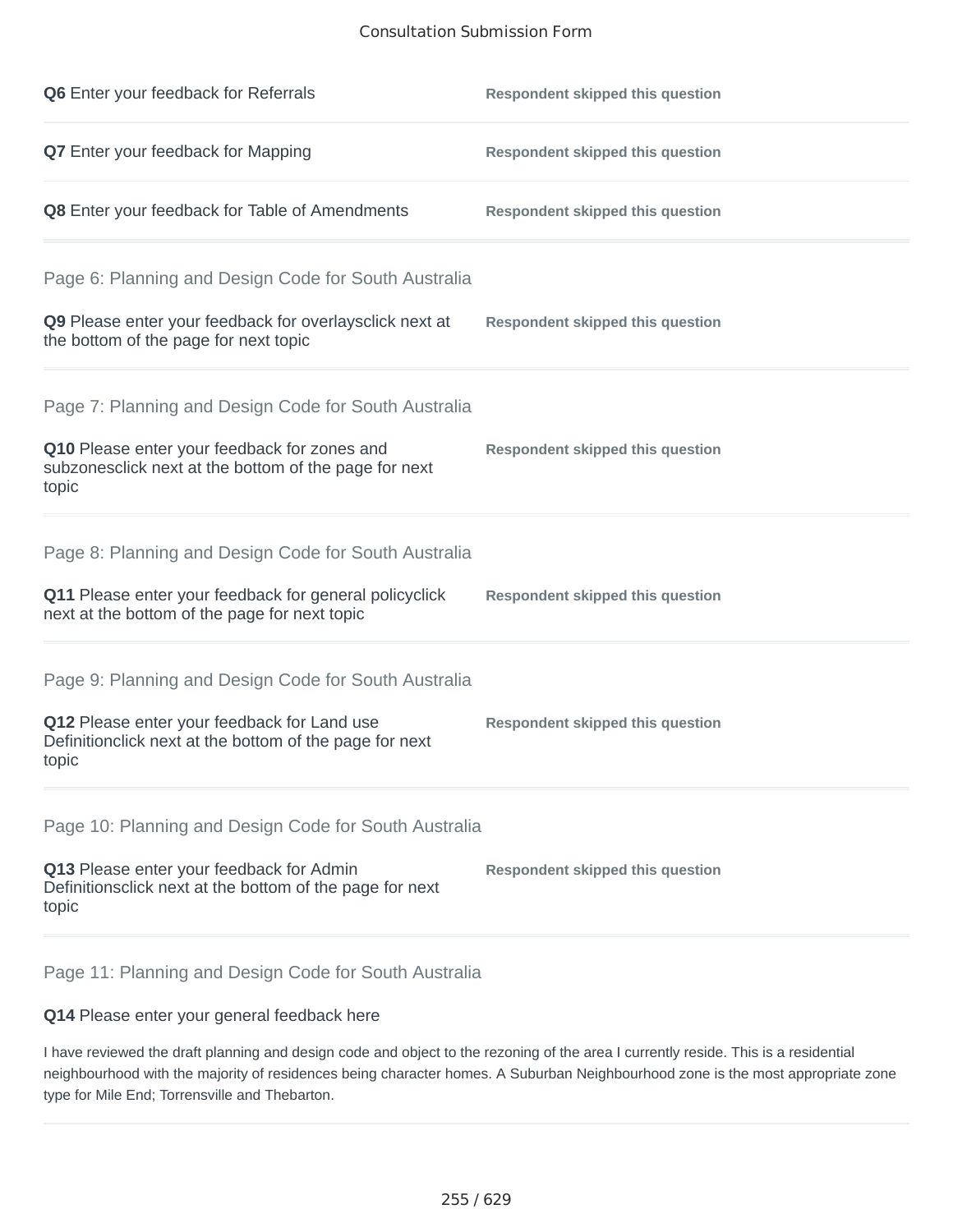**Q6** Enter your feedback for Referrals

Respondent skipped this question

**Q7** Enter your feedback for Mapping

Respondent skipped this question

**Q8** Enter your feedback for Table of Amendments

Respondent skipped this question

## Page 6: Planning and Design Code for South Australia

**Q9** Please enter your feedback for overlaysclick next at the bottom of the page for next topic

Respondent skipped this question

## Page 7: Planning and Design Code for South Australia

**Q10** Please enter your feedback for zones and subzonesclick next at the bottom of the page for next topic

Respondent skipped this question

## Page 8: Planning and Design Code for South Australia

**Q11** Please enter your feedback for general policyclick next at the bottom of the page for next topic

Respondent skipped this question

## Page 9: Planning and Design Code for South Australia

**Q12** Please enter your feedback for Land use Definitionclick next at the bottom of the page for next topic

Respondent skipped this question

## Page 10: Planning and Design Code for South Australia

**Q13** Please enter your feedback for Admin Definitionsclick next at the bottom of the page for next topic

Respondent skipped this question

## Page 11: Planning and Design Code for South Australia

**Q14** Please enter your general feedback here

I have reviewed the draft planning and design code and object to the rezoning of the area I currently reside. This is a residential neighbourhood with the majority of residences being character homes. A Suburban Neighbourhood zone is the most appropriate zone type for Mile End; Torrensville and Thebarton.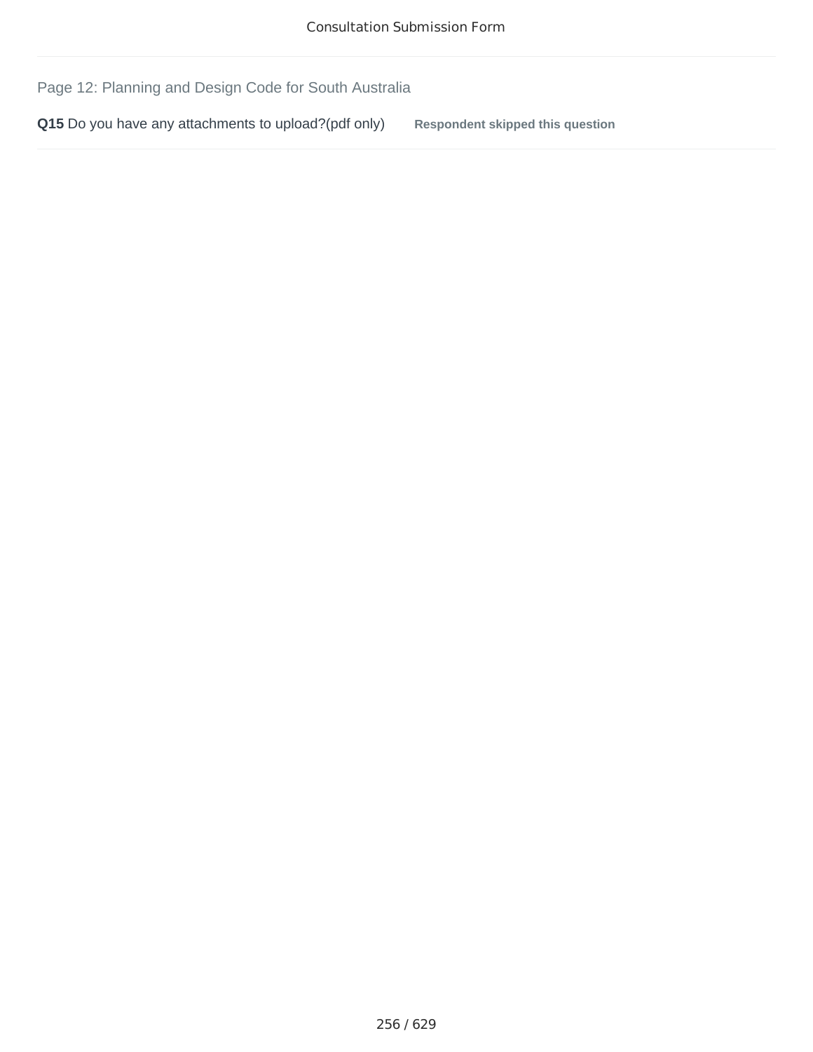## Page 12: Planning and Design Code for South Australia

**Q15** Do you have any attachments to upload?(pdf only) **Respondent skipped this question**